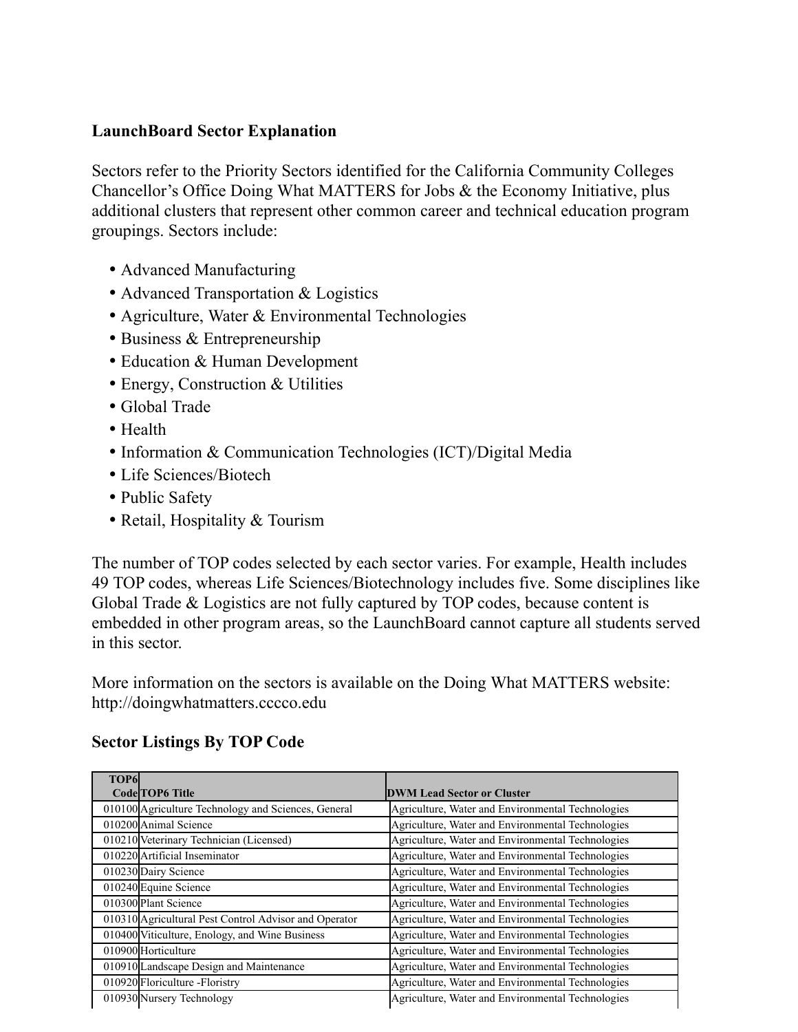**LaunchBoard Sector Explanation**

Sectors refer to the Priority Sectors identified for the California Community Colleges Chancellor's Office Doing What MATTERS for Jobs & the Economy Initiative, plus additional clusters that represent other common career and technical education program groupings. Sectors include:

- Advanced Manufacturing
- Advanced Transportation & Logistics
- Agriculture, Water & Environmental Technologies
- Business & Entrepreneurship
- Education & Human Development
- Energy, Construction & Utilities
- Global Trade
- Health
- Information & Communication Technologies (ICT)/Digital Media
- Life Sciences/Biotech
- Public Safety
- Retail, Hospitality & Tourism

The number of TOP codes selected by each sector varies. For example, Health includes 49 TOP codes, whereas Life Sciences/Biotechnology includes five. Some disciplines like Global Trade & Logistics are not fully captured by TOP codes, because content is embedded in other program areas, so the LaunchBoard cannot capture all students served in this sector.

More information on the sectors is available on the Doing What MATTERS website: http://doingwhatmatters.cccco.edu

**Sector Listings By TOP Code**

| TOP6 Code | TOP6 Title | DWM Lead Sector or Cluster |
|---|---|---|
| 010100 | Agriculture Technology and Sciences, General | Agriculture, Water and Environmental Technologies |
| 010200 | Animal Science | Agriculture, Water and Environmental Technologies |
| 010210 | Veterinary Technician (Licensed) | Agriculture, Water and Environmental Technologies |
| 010220 | Artificial Inseminator | Agriculture, Water and Environmental Technologies |
| 010230 | Dairy Science | Agriculture, Water and Environmental Technologies |
| 010240 | Equine Science | Agriculture, Water and Environmental Technologies |
| 010300 | Plant Science | Agriculture, Water and Environmental Technologies |
| 010310 | Agricultural Pest Control Advisor and Operator | Agriculture, Water and Environmental Technologies |
| 010400 | Viticulture, Enology, and Wine Business | Agriculture, Water and Environmental Technologies |
| 010900 | Horticulture | Agriculture, Water and Environmental Technologies |
| 010910 | Landscape Design and Maintenance | Agriculture, Water and Environmental Technologies |
| 010920 | Floriculture -Floristry | Agriculture, Water and Environmental Technologies |
| 010930 | Nursery Technology | Agriculture, Water and Environmental Technologies |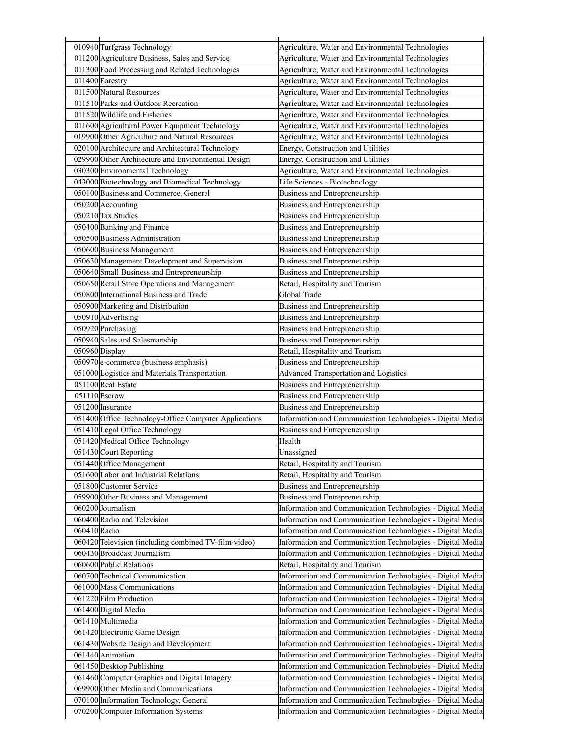| | | |
|---|---|---|
| 010940 | Turfgrass Technology | Agriculture, Water and Environmental Technologies |
| 011200 | Agriculture Business, Sales and Service | Agriculture, Water and Environmental Technologies |
| 011300 | Food Processing and Related Technologies | Agriculture, Water and Environmental Technologies |
| 011400 | Forestry | Agriculture, Water and Environmental Technologies |
| 011500 | Natural Resources | Agriculture, Water and Environmental Technologies |
| 011510 | Parks and Outdoor Recreation | Agriculture, Water and Environmental Technologies |
| 011520 | Wildlife and Fisheries | Agriculture, Water and Environmental Technologies |
| 011600 | Agricultural Power Equipment Technology | Agriculture, Water and Environmental Technologies |
| 019900 | Other Agriculture and Natural Resources | Agriculture, Water and Environmental Technologies |
| 020100 | Architecture and Architectural Technology | Energy, Construction and Utilities |
| 029900 | Other Architecture and Environmental Design | Energy, Construction and Utilities |
| 030300 | Environmental Technology | Agriculture, Water and Environmental Technologies |
| 043000 | Biotechnology and Biomedical Technology | Life Sciences - Biotechnology |
| 050100 | Business and Commerce, General | Business and Entrepreneurship |
| 050200 | Accounting | Business and Entrepreneurship |
| 050210 | Tax Studies | Business and Entrepreneurship |
| 050400 | Banking and Finance | Business and Entrepreneurship |
| 050500 | Business Administration | Business and Entrepreneurship |
| 050600 | Business Management | Business and Entrepreneurship |
| 050630 | Management Development and Supervision | Business and Entrepreneurship |
| 050640 | Small Business and Entrepreneurship | Business and Entrepreneurship |
| 050650 | Retail Store Operations and Management | Retail, Hospitality and Tourism |
| 050800 | International Business and Trade | Global Trade |
| 050900 | Marketing and Distribution | Business and Entrepreneurship |
| 050910 | Advertising | Business and Entrepreneurship |
| 050920 | Purchasing | Business and Entrepreneurship |
| 050940 | Sales and Salesmanship | Business and Entrepreneurship |
| 050960 | Display | Retail, Hospitality and Tourism |
| 050970 | e-commerce (business emphasis) | Business and Entrepreneurship |
| 051000 | Logistics and Materials Transportation | Advanced Transportation and Logistics |
| 051100 | Real Estate | Business and Entrepreneurship |
| 051110 | Escrow | Business and Entrepreneurship |
| 051200 | Insurance | Business and Entrepreneurship |
| 051400 | Office Technology-Office Computer Applications | Information and Communication Technologies - Digital Media |
| 051410 | Legal Office Technology | Business and Entrepreneurship |
| 051420 | Medical Office Technology | Health |
| 051430 | Court Reporting | Unassigned |
| 051440 | Office Management | Retail, Hospitality and Tourism |
| 051600 | Labor and Industrial Relations | Retail, Hospitality and Tourism |
| 051800 | Customer Service | Business and Entrepreneurship |
| 059900 | Other Business and Management | Business and Entrepreneurship |
| 060200 | Journalism | Information and Communication Technologies - Digital Media |
| 060400 | Radio and Television | Information and Communication Technologies - Digital Media |
| 060410 | Radio | Information and Communication Technologies - Digital Media |
| 060420 | Television (including combined TV-film-video) | Information and Communication Technologies - Digital Media |
| 060430 | Broadcast Journalism | Information and Communication Technologies - Digital Media |
| 060600 | Public Relations | Retail, Hospitality and Tourism |
| 060700 | Technical Communication | Information and Communication Technologies - Digital Media |
| 061000 | Mass Communications | Information and Communication Technologies - Digital Media |
| 061220 | Film Production | Information and Communication Technologies - Digital Media |
| 061400 | Digital Media | Information and Communication Technologies - Digital Media |
| 061410 | Multimedia | Information and Communication Technologies - Digital Media |
| 061420 | Electronic Game Design | Information and Communication Technologies - Digital Media |
| 061430 | Website Design and Development | Information and Communication Technologies - Digital Media |
| 061440 | Animation | Information and Communication Technologies - Digital Media |
| 061450 | Desktop Publishing | Information and Communication Technologies - Digital Media |
| 061460 | Computer Graphics and Digital Imagery | Information and Communication Technologies - Digital Media |
| 069900 | Other Media and Communications | Information and Communication Technologies - Digital Media |
| 070100 | Information Technology, General | Information and Communication Technologies - Digital Media |
| 070200 | Computer Information Systems | Information and Communication Technologies - Digital Media |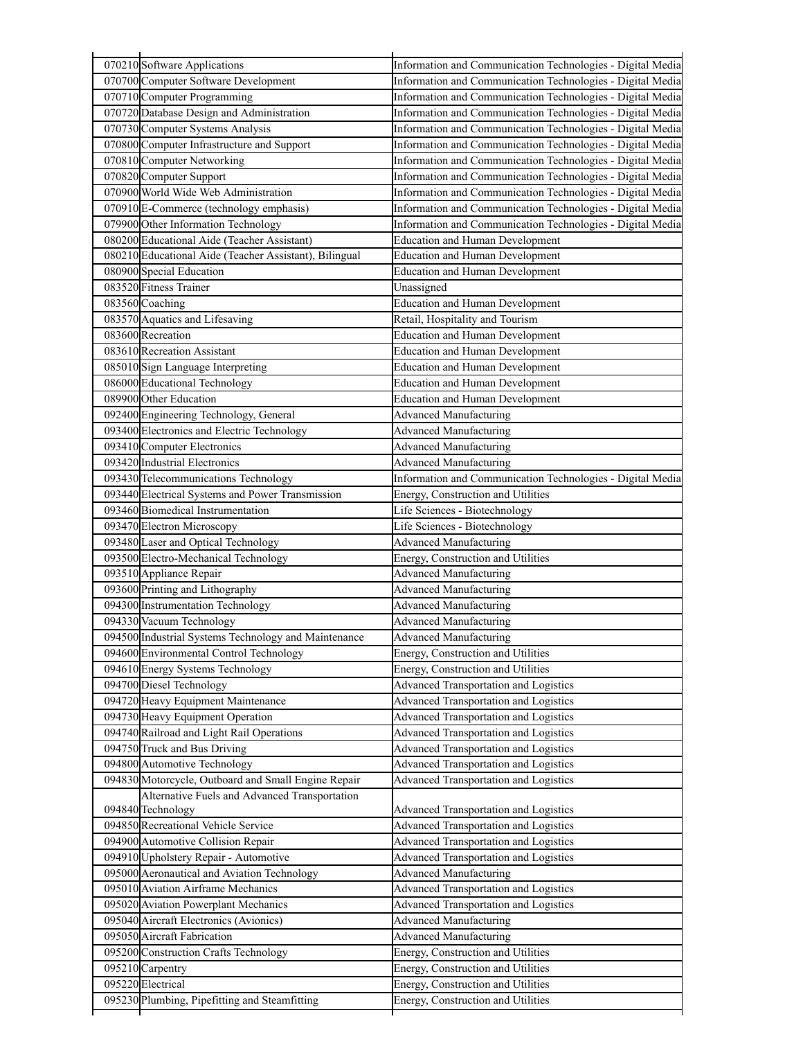| | | |
|---|---|---|
| 070210 | Software Applications | Information and Communication Technologies - Digital Media |
| 070700 | Computer Software Development | Information and Communication Technologies - Digital Media |
| 070710 | Computer Programming | Information and Communication Technologies - Digital Media |
| 070720 | Database Design and Administration | Information and Communication Technologies - Digital Media |
| 070730 | Computer Systems Analysis | Information and Communication Technologies - Digital Media |
| 070800 | Computer Infrastructure and Support | Information and Communication Technologies - Digital Media |
| 070810 | Computer Networking | Information and Communication Technologies - Digital Media |
| 070820 | Computer Support | Information and Communication Technologies - Digital Media |
| 070900 | World Wide Web Administration | Information and Communication Technologies - Digital Media |
| 070910 | E-Commerce (technology emphasis) | Information and Communication Technologies - Digital Media |
| 079900 | Other Information Technology | Information and Communication Technologies - Digital Media |
| 080200 | Educational Aide (Teacher Assistant) | Education and Human Development |
| 080210 | Educational Aide (Teacher Assistant), Bilingual | Education and Human Development |
| 080900 | Special Education | Education and Human Development |
| 083520 | Fitness Trainer | Unassigned |
| 083560 | Coaching | Education and Human Development |
| 083570 | Aquatics and Lifesaving | Retail, Hospitality and Tourism |
| 083600 | Recreation | Education and Human Development |
| 083610 | Recreation Assistant | Education and Human Development |
| 085010 | Sign Language Interpreting | Education and Human Development |
| 086000 | Educational Technology | Education and Human Development |
| 089900 | Other Education | Education and Human Development |
| 092400 | Engineering Technology, General | Advanced Manufacturing |
| 093400 | Electronics and Electric Technology | Advanced Manufacturing |
| 093410 | Computer Electronics | Advanced Manufacturing |
| 093420 | Industrial Electronics | Advanced Manufacturing |
| 093430 | Telecommunications Technology | Information and Communication Technologies - Digital Media |
| 093440 | Electrical Systems and Power Transmission | Energy, Construction and Utilities |
| 093460 | Biomedical Instrumentation | Life Sciences - Biotechnology |
| 093470 | Electron Microscopy | Life Sciences - Biotechnology |
| 093480 | Laser and Optical Technology | Advanced Manufacturing |
| 093500 | Electro-Mechanical Technology | Energy, Construction and Utilities |
| 093510 | Appliance Repair | Advanced Manufacturing |
| 093600 | Printing and Lithography | Advanced Manufacturing |
| 094300 | Instrumentation Technology | Advanced Manufacturing |
| 094330 | Vacuum Technology | Advanced Manufacturing |
| 094500 | Industrial Systems Technology and Maintenance | Advanced Manufacturing |
| 094600 | Environmental Control Technology | Energy, Construction and Utilities |
| 094610 | Energy Systems Technology | Energy, Construction and Utilities |
| 094700 | Diesel Technology | Advanced Transportation and Logistics |
| 094720 | Heavy Equipment Maintenance | Advanced Transportation and Logistics |
| 094730 | Heavy Equipment Operation | Advanced Transportation and Logistics |
| 094740 | Railroad and Light Rail Operations | Advanced Transportation and Logistics |
| 094750 | Truck and Bus Driving | Advanced Transportation and Logistics |
| 094800 | Automotive Technology | Advanced Transportation and Logistics |
| 094830 | Motorcycle, Outboard and Small Engine Repair | Advanced Transportation and Logistics |
| 094840 | Alternative Fuels and Advanced Transportation Technology | Advanced Transportation and Logistics |
| 094850 | Recreational Vehicle Service | Advanced Transportation and Logistics |
| 094900 | Automotive Collision Repair | Advanced Transportation and Logistics |
| 094910 | Upholstery Repair - Automotive | Advanced Transportation and Logistics |
| 095000 | Aeronautical and Aviation Technology | Advanced Manufacturing |
| 095010 | Aviation Airframe Mechanics | Advanced Transportation and Logistics |
| 095020 | Aviation Powerplant Mechanics | Advanced Transportation and Logistics |
| 095040 | Aircraft Electronics (Avionics) | Advanced Manufacturing |
| 095050 | Aircraft Fabrication | Advanced Manufacturing |
| 095200 | Construction Crafts Technology | Energy, Construction and Utilities |
| 095210 | Carpentry | Energy, Construction and Utilities |
| 095220 | Electrical | Energy, Construction and Utilities |
| 095230 | Plumbing, Pipefitting and Steamfitting | Energy, Construction and Utilities |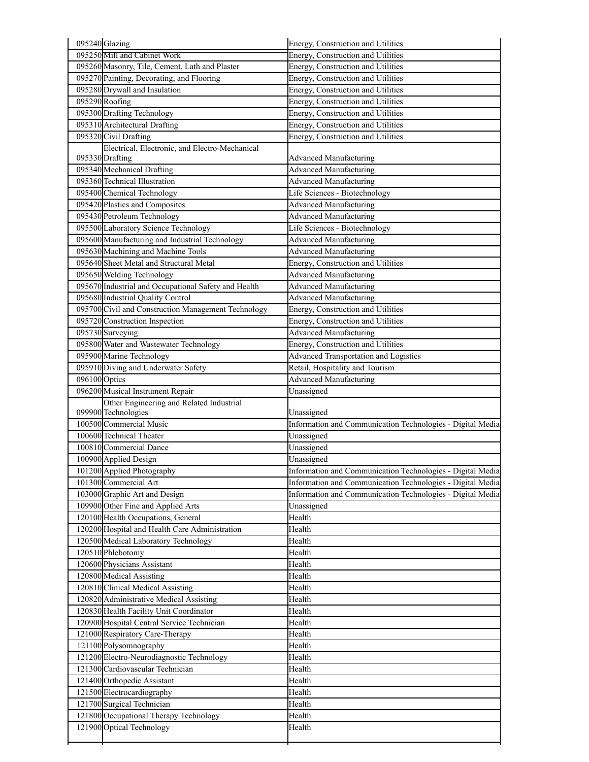| | | |
|---|---|---|
| 095240 | Glazing | Energy, Construction and Utilities |
| 095250 | Mill and Cabinet Work | Energy, Construction and Utilities |
| 095260 | Masonry, Tile, Cement, Lath and Plaster | Energy, Construction and Utilities |
| 095270 | Painting, Decorating, and Flooring | Energy, Construction and Utilities |
| 095280 | Drywall and Insulation | Energy, Construction and Utilities |
| 095290 | Roofing | Energy, Construction and Utilities |
| 095300 | Drafting Technology | Energy, Construction and Utilities |
| 095310 | Architectural Drafting | Energy, Construction and Utilities |
| 095320 | Civil Drafting | Energy, Construction and Utilities |
| 095330 | Electrical, Electronic, and Electro-Mechanical Drafting | Advanced Manufacturing |
| 095340 | Mechanical Drafting | Advanced Manufacturing |
| 095360 | Technical Illustration | Advanced Manufacturing |
| 095400 | Chemical Technology | Life Sciences - Biotechnology |
| 095420 | Plastics and Composites | Advanced Manufacturing |
| 095430 | Petroleum Technology | Advanced Manufacturing |
| 095500 | Laboratory Science Technology | Life Sciences - Biotechnology |
| 095600 | Manufacturing and Industrial Technology | Advanced Manufacturing |
| 095630 | Machining and Machine Tools | Advanced Manufacturing |
| 095640 | Sheet Metal and Structural Metal | Energy, Construction and Utilities |
| 095650 | Welding Technology | Advanced Manufacturing |
| 095670 | Industrial and Occupational Safety and Health | Advanced Manufacturing |
| 095680 | Industrial Quality Control | Advanced Manufacturing |
| 095700 | Civil and Construction Management Technology | Energy, Construction and Utilities |
| 095720 | Construction Inspection | Energy, Construction and Utilities |
| 095730 | Surveying | Advanced Manufacturing |
| 095800 | Water and Wastewater Technology | Energy, Construction and Utilities |
| 095900 | Marine Technology | Advanced Transportation and Logistics |
| 095910 | Diving and Underwater Safety | Retail, Hospitality and Tourism |
| 096100 | Optics | Advanced Manufacturing |
| 096200 | Musical Instrument Repair | Unassigned |
| 099900 | Other Engineering and Related Industrial Technologies | Unassigned |
| 100500 | Commercial Music | Information and Communication Technologies - Digital Media |
| 100600 | Technical Theater | Unassigned |
| 100810 | Commercial Dance | Unassigned |
| 100900 | Applied Design | Unassigned |
| 101200 | Applied Photography | Information and Communication Technologies - Digital Media |
| 101300 | Commercial Art | Information and Communication Technologies - Digital Media |
| 103000 | Graphic Art and Design | Information and Communication Technologies - Digital Media |
| 109900 | Other Fine and Applied Arts | Unassigned |
| 120100 | Health Occupations, General | Health |
| 120200 | Hospital and Health Care Administration | Health |
| 120500 | Medical Laboratory Technology | Health |
| 120510 | Phlebotomy | Health |
| 120600 | Physicians Assistant | Health |
| 120800 | Medical Assisting | Health |
| 120810 | Clinical Medical Assisting | Health |
| 120820 | Administrative Medical Assisting | Health |
| 120830 | Health Facility Unit Coordinator | Health |
| 120900 | Hospital Central Service Technician | Health |
| 121000 | Respiratory Care-Therapy | Health |
| 121100 | Polysomnography | Health |
| 121200 | Electro-Neurodiagnostic Technology | Health |
| 121300 | Cardiovascular Technician | Health |
| 121400 | Orthopedic Assistant | Health |
| 121500 | Electrocardiography | Health |
| 121700 | Surgical Technician | Health |
| 121800 | Occupational Therapy Technology | Health |
| 121900 | Optical Technology | Health |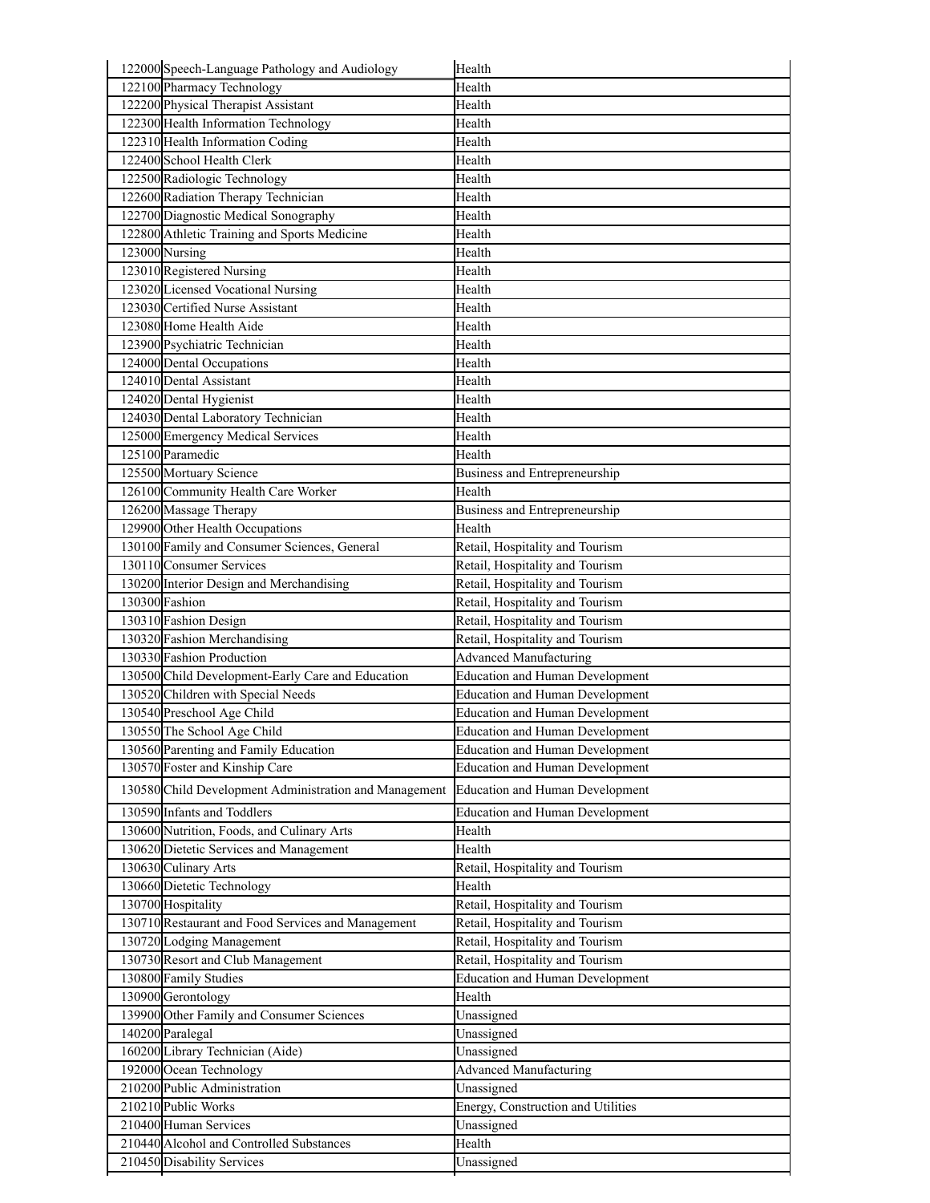| | | |
|---|---|---|
| 122000 | Speech-Language Pathology and Audiology | Health |
| 122100 | Pharmacy Technology | Health |
| 122200 | Physical Therapist Assistant | Health |
| 122300 | Health Information Technology | Health |
| 122310 | Health Information Coding | Health |
| 122400 | School Health Clerk | Health |
| 122500 | Radiologic Technology | Health |
| 122600 | Radiation Therapy Technician | Health |
| 122700 | Diagnostic Medical Sonography | Health |
| 122800 | Athletic Training and Sports Medicine | Health |
| 123000 | Nursing | Health |
| 123010 | Registered Nursing | Health |
| 123020 | Licensed Vocational Nursing | Health |
| 123030 | Certified Nurse Assistant | Health |
| 123080 | Home Health Aide | Health |
| 123900 | Psychiatric Technician | Health |
| 124000 | Dental Occupations | Health |
| 124010 | Dental Assistant | Health |
| 124020 | Dental Hygienist | Health |
| 124030 | Dental Laboratory Technician | Health |
| 125000 | Emergency Medical Services | Health |
| 125100 | Paramedic | Health |
| 125500 | Mortuary Science | Business and Entrepreneurship |
| 126100 | Community Health Care Worker | Health |
| 126200 | Massage Therapy | Business and Entrepreneurship |
| 129900 | Other Health Occupations | Health |
| 130100 | Family and Consumer Sciences, General | Retail, Hospitality and Tourism |
| 130110 | Consumer Services | Retail, Hospitality and Tourism |
| 130200 | Interior Design and Merchandising | Retail, Hospitality and Tourism |
| 130300 | Fashion | Retail, Hospitality and Tourism |
| 130310 | Fashion Design | Retail, Hospitality and Tourism |
| 130320 | Fashion Merchandising | Retail, Hospitality and Tourism |
| 130330 | Fashion Production | Advanced Manufacturing |
| 130500 | Child Development-Early Care and Education | Education and Human Development |
| 130520 | Children with Special Needs | Education and Human Development |
| 130540 | Preschool Age Child | Education and Human Development |
| 130550 | The School Age Child | Education and Human Development |
| 130560 | Parenting and Family Education | Education and Human Development |
| 130570 | Foster and Kinship Care | Education and Human Development |
| 130580 | Child Development Administration and Management | Education and Human Development |
| 130590 | Infants and Toddlers | Education and Human Development |
| 130600 | Nutrition, Foods, and Culinary Arts | Health |
| 130620 | Dietetic Services and Management | Health |
| 130630 | Culinary Arts | Retail, Hospitality and Tourism |
| 130660 | Dietetic Technology | Health |
| 130700 | Hospitality | Retail, Hospitality and Tourism |
| 130710 | Restaurant and Food Services and Management | Retail, Hospitality and Tourism |
| 130720 | Lodging Management | Retail, Hospitality and Tourism |
| 130730 | Resort and Club Management | Retail, Hospitality and Tourism |
| 130800 | Family Studies | Education and Human Development |
| 130900 | Gerontology | Health |
| 139900 | Other Family and Consumer Sciences | Unassigned |
| 140200 | Paralegal | Unassigned |
| 160200 | Library Technician (Aide) | Unassigned |
| 192000 | Ocean Technology | Advanced Manufacturing |
| 210200 | Public Administration | Unassigned |
| 210210 | Public Works | Energy, Construction and Utilities |
| 210400 | Human Services | Unassigned |
| 210440 | Alcohol and Controlled Substances | Health |
| 210450 | Disability Services | Unassigned |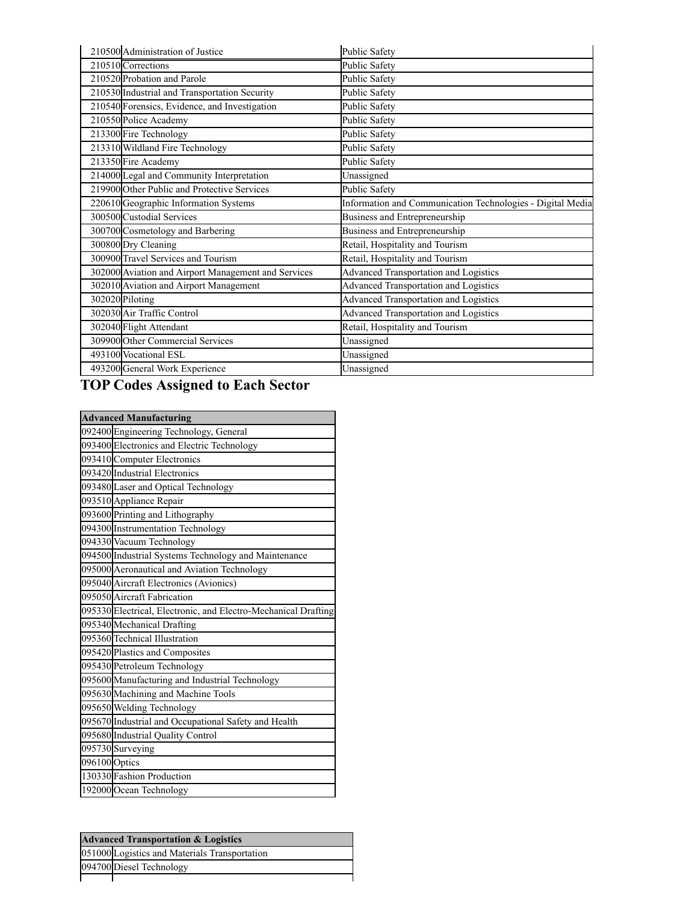| | | |
|---|---|---|
| 210500 | Administration of Justice | Public Safety |
| 210510 | Corrections | Public Safety |
| 210520 | Probation and Parole | Public Safety |
| 210530 | Industrial and Transportation Security | Public Safety |
| 210540 | Forensics, Evidence, and Investigation | Public Safety |
| 210550 | Police Academy | Public Safety |
| 213300 | Fire Technology | Public Safety |
| 213310 | Wildland Fire Technology | Public Safety |
| 213350 | Fire Academy | Public Safety |
| 214000 | Legal and Community Interpretation | Unassigned |
| 219900 | Other Public and Protective Services | Public Safety |
| 220610 | Geographic Information Systems | Information and Communication Technologies - Digital Media |
| 300500 | Custodial Services | Business and Entrepreneurship |
| 300700 | Cosmetology and Barbering | Business and Entrepreneurship |
| 300800 | Dry Cleaning | Retail, Hospitality and Tourism |
| 300900 | Travel Services and Tourism | Retail, Hospitality and Tourism |
| 302000 | Aviation and Airport Management and Services | Advanced Transportation and Logistics |
| 302010 | Aviation and Airport Management | Advanced Transportation and Logistics |
| 302020 | Piloting | Advanced Transportation and Logistics |
| 302030 | Air Traffic Control | Advanced Transportation and Logistics |
| 302040 | Flight Attendant | Retail, Hospitality and Tourism |
| 309900 | Other Commercial Services | Unassigned |
| 493100 | Vocational ESL | Unassigned |
| 493200 | General Work Experience | Unassigned |

## TOP Codes Assigned to Each Sector

| Advanced Manufacturing | |
|---|---|
| 092400 | Engineering Technology, General |
| 093400 | Electronics and Electric Technology |
| 093410 | Computer Electronics |
| 093420 | Industrial Electronics |
| 093480 | Laser and Optical Technology |
| 093510 | Appliance Repair |
| 093600 | Printing and Lithography |
| 094300 | Instrumentation Technology |
| 094330 | Vacuum Technology |
| 094500 | Industrial Systems Technology and Maintenance |
| 095000 | Aeronautical and Aviation Technology |
| 095040 | Aircraft Electronics (Avionics) |
| 095050 | Aircraft Fabrication |
| 095330 | Electrical, Electronic, and Electro-Mechanical Drafting |
| 095340 | Mechanical Drafting |
| 095360 | Technical Illustration |
| 095420 | Plastics and Composites |
| 095430 | Petroleum Technology |
| 095600 | Manufacturing and Industrial Technology |
| 095630 | Machining and Machine Tools |
| 095650 | Welding Technology |
| 095670 | Industrial and Occupational Safety and Health |
| 095680 | Industrial Quality Control |
| 095730 | Surveying |
| 096100 | Optics |
| 130330 | Fashion Production |
| 192000 | Ocean Technology |

| Advanced Transportation & Logistics | |
|---|---|
| 051000 | Logistics and Materials Transportation |
| 094700 | Diesel Technology |
| | |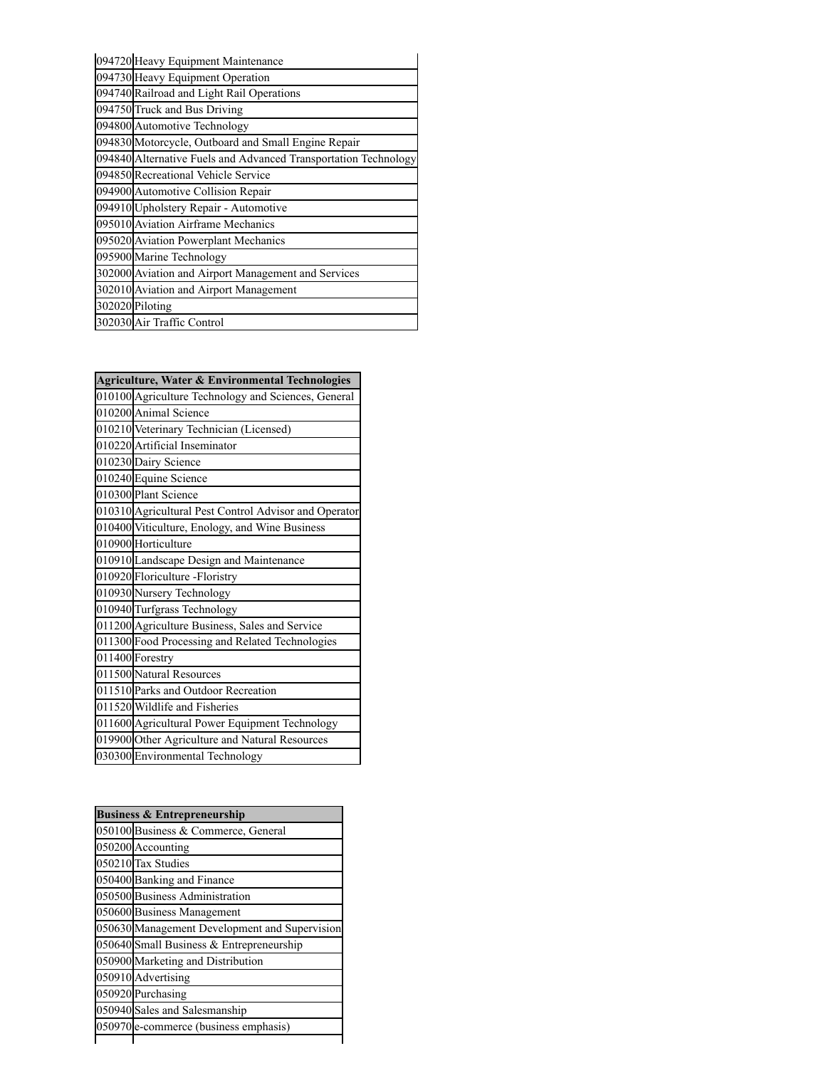| | |
|---|---|
| 094720 | Heavy Equipment Maintenance |
| 094730 | Heavy Equipment Operation |
| 094740 | Railroad and Light Rail Operations |
| 094750 | Truck and Bus Driving |
| 094800 | Automotive Technology |
| 094830 | Motorcycle, Outboard and Small Engine Repair |
| 094840 | Alternative Fuels and Advanced Transportation Technology |
| 094850 | Recreational Vehicle Service |
| 094900 | Automotive Collision Repair |
| 094910 | Upholstery Repair - Automotive |
| 095010 | Aviation Airframe Mechanics |
| 095020 | Aviation Powerplant Mechanics |
| 095900 | Marine Technology |
| 302000 | Aviation and Airport Management and Services |
| 302010 | Aviation and Airport Management |
| 302020 | Piloting |
| 302030 | Air Traffic Control |

| **Agriculture, Water & Environmental Technologies** | |
|---|---|
| 010100 | Agriculture Technology and Sciences, General |
| 010200 | Animal Science |
| 010210 | Veterinary Technician (Licensed) |
| 010220 | Artificial Inseminator |
| 010230 | Dairy Science |
| 010240 | Equine Science |
| 010300 | Plant Science |
| 010310 | Agricultural Pest Control Advisor and Operator |
| 010400 | Viticulture, Enology, and Wine Business |
| 010900 | Horticulture |
| 010910 | Landscape Design and Maintenance |
| 010920 | Floriculture -Floristry |
| 010930 | Nursery Technology |
| 010940 | Turfgrass Technology |
| 011200 | Agriculture Business, Sales and Service |
| 011300 | Food Processing and Related Technologies |
| 011400 | Forestry |
| 011500 | Natural Resources |
| 011510 | Parks and Outdoor Recreation |
| 011520 | Wildlife and Fisheries |
| 011600 | Agricultural Power Equipment Technology |
| 019900 | Other Agriculture and Natural Resources |
| 030300 | Environmental Technology |

| **Business & Entrepreneurship** | |
|---|---|
| 050100 | Business & Commerce, General |
| 050200 | Accounting |
| 050210 | Tax Studies |
| 050400 | Banking and Finance |
| 050500 | Business Administration |
| 050600 | Business Management |
| 050630 | Management Development and Supervision |
| 050640 | Small Business & Entrepreneurship |
| 050900 | Marketing and Distribution |
| 050910 | Advertising |
| 050920 | Purchasing |
| 050940 | Sales and Salesmanship |
| 050970 | e-commerce (business emphasis) |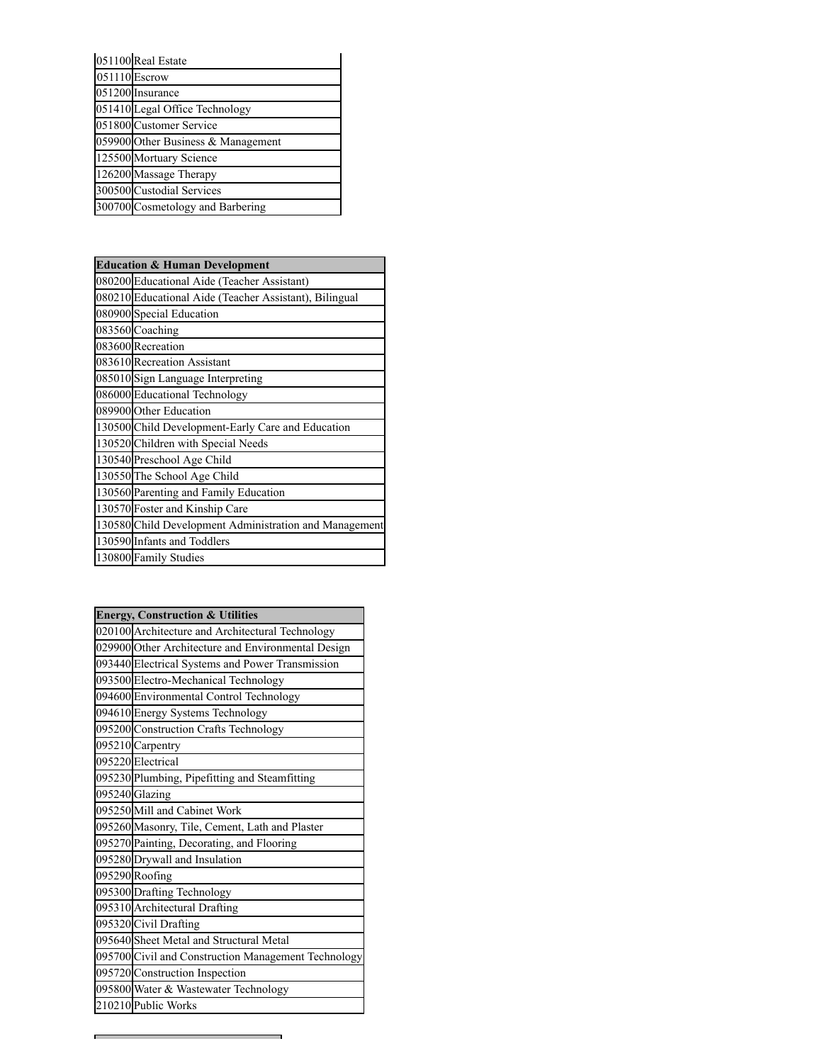| | |
|---|---|
| 051100 | Real Estate |
| 051110 | Escrow |
| 051200 | Insurance |
| 051410 | Legal Office Technology |
| 051800 | Customer Service |
| 059900 | Other Business & Management |
| 125500 | Mortuary Science |
| 126200 | Massage Therapy |
| 300500 | Custodial Services |
| 300700 | Cosmetology and Barbering |

| **Education & Human Development** | |
|---|---|
| 080200 | Educational Aide (Teacher Assistant) |
| 080210 | Educational Aide (Teacher Assistant), Bilingual |
| 080900 | Special Education |
| 083560 | Coaching |
| 083600 | Recreation |
| 083610 | Recreation Assistant |
| 085010 | Sign Language Interpreting |
| 086000 | Educational Technology |
| 089900 | Other Education |
| 130500 | Child Development-Early Care and Education |
| 130520 | Children with Special Needs |
| 130540 | Preschool Age Child |
| 130550 | The School Age Child |
| 130560 | Parenting and Family Education |
| 130570 | Foster and Kinship Care |
| 130580 | Child Development Administration and Management |
| 130590 | Infants and Toddlers |
| 130800 | Family Studies |

| **Energy, Construction & Utilities** | |
|---|---|
| 020100 | Architecture and Architectural Technology |
| 029900 | Other Architecture and Environmental Design |
| 093440 | Electrical Systems and Power Transmission |
| 093500 | Electro-Mechanical Technology |
| 094600 | Environmental Control Technology |
| 094610 | Energy Systems Technology |
| 095200 | Construction Crafts Technology |
| 095210 | Carpentry |
| 095220 | Electrical |
| 095230 | Plumbing, Pipefitting and Steamfitting |
| 095240 | Glazing |
| 095250 | Mill and Cabinet Work |
| 095260 | Masonry, Tile, Cement, Lath and Plaster |
| 095270 | Painting, Decorating, and Flooring |
| 095280 | Drywall and Insulation |
| 095290 | Roofing |
| 095300 | Drafting Technology |
| 095310 | Architectural Drafting |
| 095320 | Civil Drafting |
| 095640 | Sheet Metal and Structural Metal |
| 095700 | Civil and Construction Management Technology |
| 095720 | Construction Inspection |
| 095800 | Water & Wastewater Technology |
| 210210 | Public Works |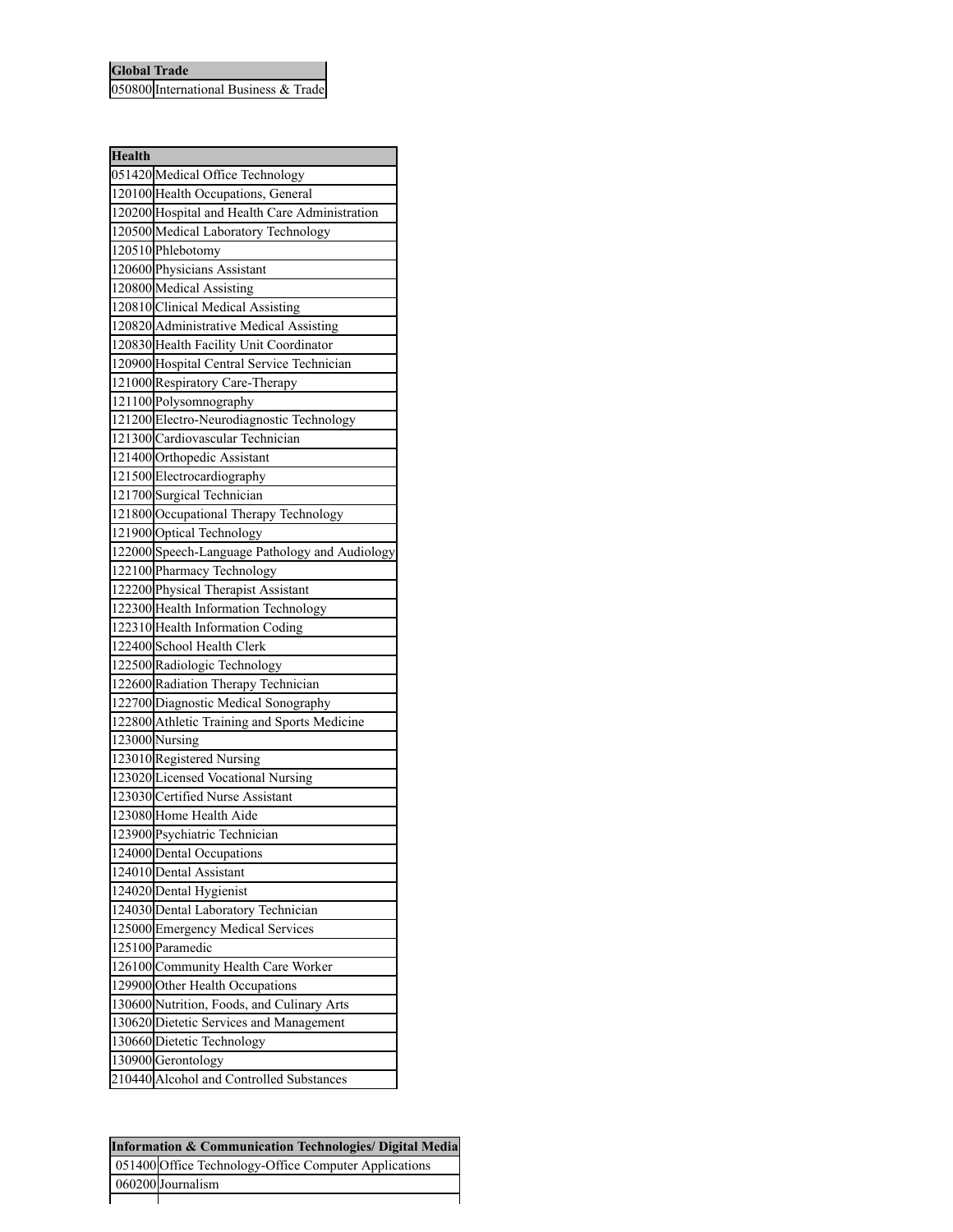| Global Trade | |
|---|---|
| 050800 | International Business & Trade |

| Health | |
|---|---|
| 051420 | Medical Office Technology |
| 120100 | Health Occupations, General |
| 120200 | Hospital and Health Care Administration |
| 120500 | Medical Laboratory Technology |
| 120510 | Phlebotomy |
| 120600 | Physicians Assistant |
| 120800 | Medical Assisting |
| 120810 | Clinical Medical Assisting |
| 120820 | Administrative Medical Assisting |
| 120830 | Health Facility Unit Coordinator |
| 120900 | Hospital Central Service Technician |
| 121000 | Respiratory Care-Therapy |
| 121100 | Polysomnography |
| 121200 | Electro-Neurodiagnostic Technology |
| 121300 | Cardiovascular Technician |
| 121400 | Orthopedic Assistant |
| 121500 | Electrocardiography |
| 121700 | Surgical Technician |
| 121800 | Occupational Therapy Technology |
| 121900 | Optical Technology |
| 122000 | Speech-Language Pathology and Audiology |
| 122100 | Pharmacy Technology |
| 122200 | Physical Therapist Assistant |
| 122300 | Health Information Technology |
| 122310 | Health Information Coding |
| 122400 | School Health Clerk |
| 122500 | Radiologic Technology |
| 122600 | Radiation Therapy Technician |
| 122700 | Diagnostic Medical Sonography |
| 122800 | Athletic Training and Sports Medicine |
| 123000 | Nursing |
| 123010 | Registered Nursing |
| 123020 | Licensed Vocational Nursing |
| 123030 | Certified Nurse Assistant |
| 123080 | Home Health Aide |
| 123900 | Psychiatric Technician |
| 124000 | Dental Occupations |
| 124010 | Dental Assistant |
| 124020 | Dental Hygienist |
| 124030 | Dental Laboratory Technician |
| 125000 | Emergency Medical Services |
| 125100 | Paramedic |
| 126100 | Community Health Care Worker |
| 129900 | Other Health Occupations |
| 130600 | Nutrition, Foods, and Culinary Arts |
| 130620 | Dietetic Services and Management |
| 130660 | Dietetic Technology |
| 130900 | Gerontology |
| 210440 | Alcohol and Controlled Substances |

| Information & Communication Technologies/ Digital Media | |
|---|---|
| 051400 | Office Technology-Office Computer Applications |
| 060200 | Journalism |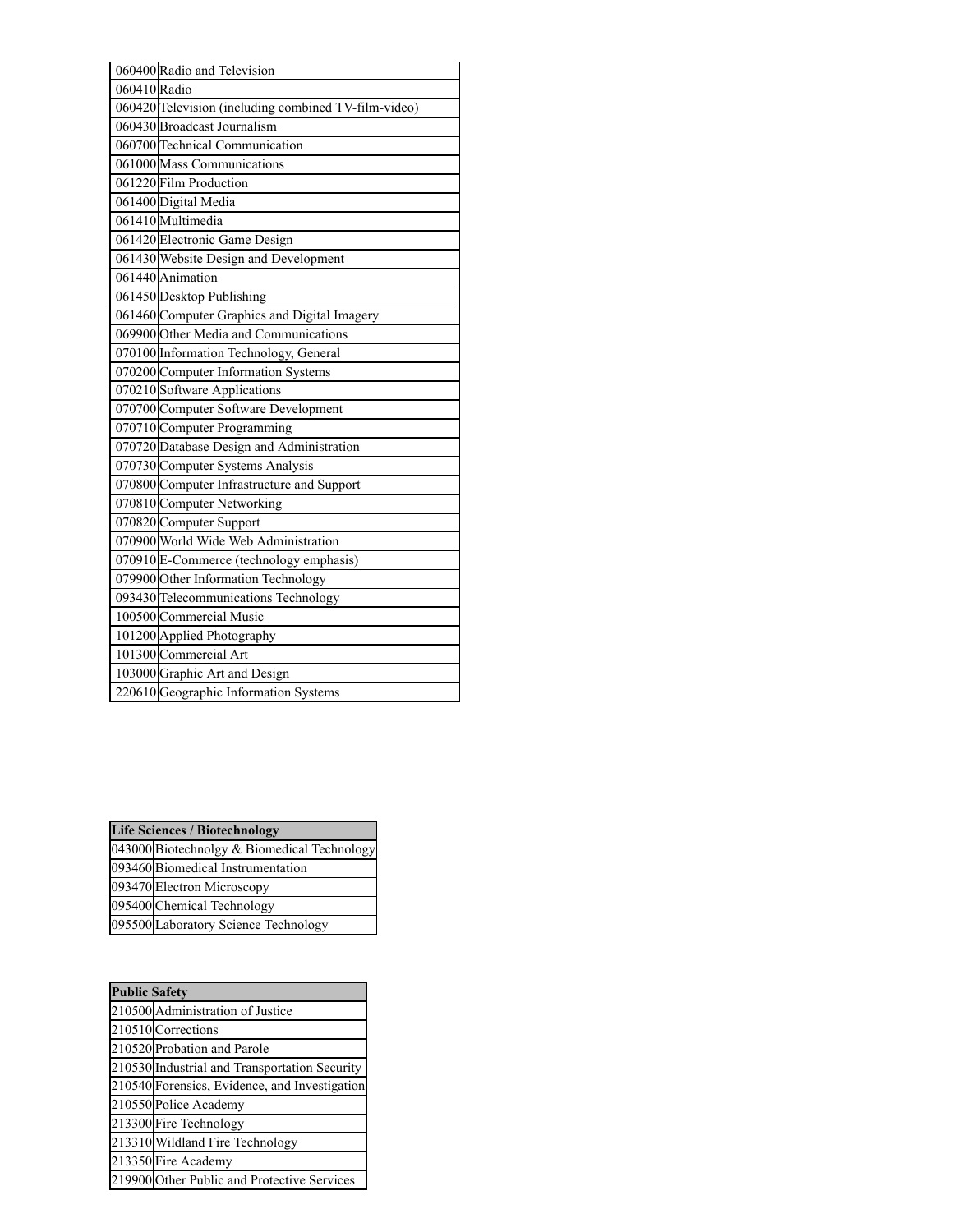| | |
|---|---|
| 060400 | Radio and Television |
| 060410 | Radio |
| 060420 | Television (including combined TV-film-video) |
| 060430 | Broadcast Journalism |
| 060700 | Technical Communication |
| 061000 | Mass Communications |
| 061220 | Film Production |
| 061400 | Digital Media |
| 061410 | Multimedia |
| 061420 | Electronic Game Design |
| 061430 | Website Design and Development |
| 061440 | Animation |
| 061450 | Desktop Publishing |
| 061460 | Computer Graphics and Digital Imagery |
| 069900 | Other Media and Communications |
| 070100 | Information Technology, General |
| 070200 | Computer Information Systems |
| 070210 | Software Applications |
| 070700 | Computer Software Development |
| 070710 | Computer Programming |
| 070720 | Database Design and Administration |
| 070730 | Computer Systems Analysis |
| 070800 | Computer Infrastructure and Support |
| 070810 | Computer Networking |
| 070820 | Computer Support |
| 070900 | World Wide Web Administration |
| 070910 | E-Commerce (technology emphasis) |
| 079900 | Other Information Technology |
| 093430 | Telecommunications Technology |
| 100500 | Commercial Music |
| 101200 | Applied Photography |
| 101300 | Commercial Art |
| 103000 | Graphic Art and Design |
| 220610 | Geographic Information Systems |

| **Life Sciences / Biotechnology** | |
|---|---|
| 043000 | Biotechnolgy & Biomedical Technology |
| 093460 | Biomedical Instrumentation |
| 093470 | Electron Microscopy |
| 095400 | Chemical Technology |
| 095500 | Laboratory Science Technology |

| **Public Safety** | |
|---|---|
| 210500 | Administration of Justice |
| 210510 | Corrections |
| 210520 | Probation and Parole |
| 210530 | Industrial and Transportation Security |
| 210540 | Forensics, Evidence, and Investigation |
| 210550 | Police Academy |
| 213300 | Fire Technology |
| 213310 | Wildland Fire Technology |
| 213350 | Fire Academy |
| 219900 | Other Public and Protective Services |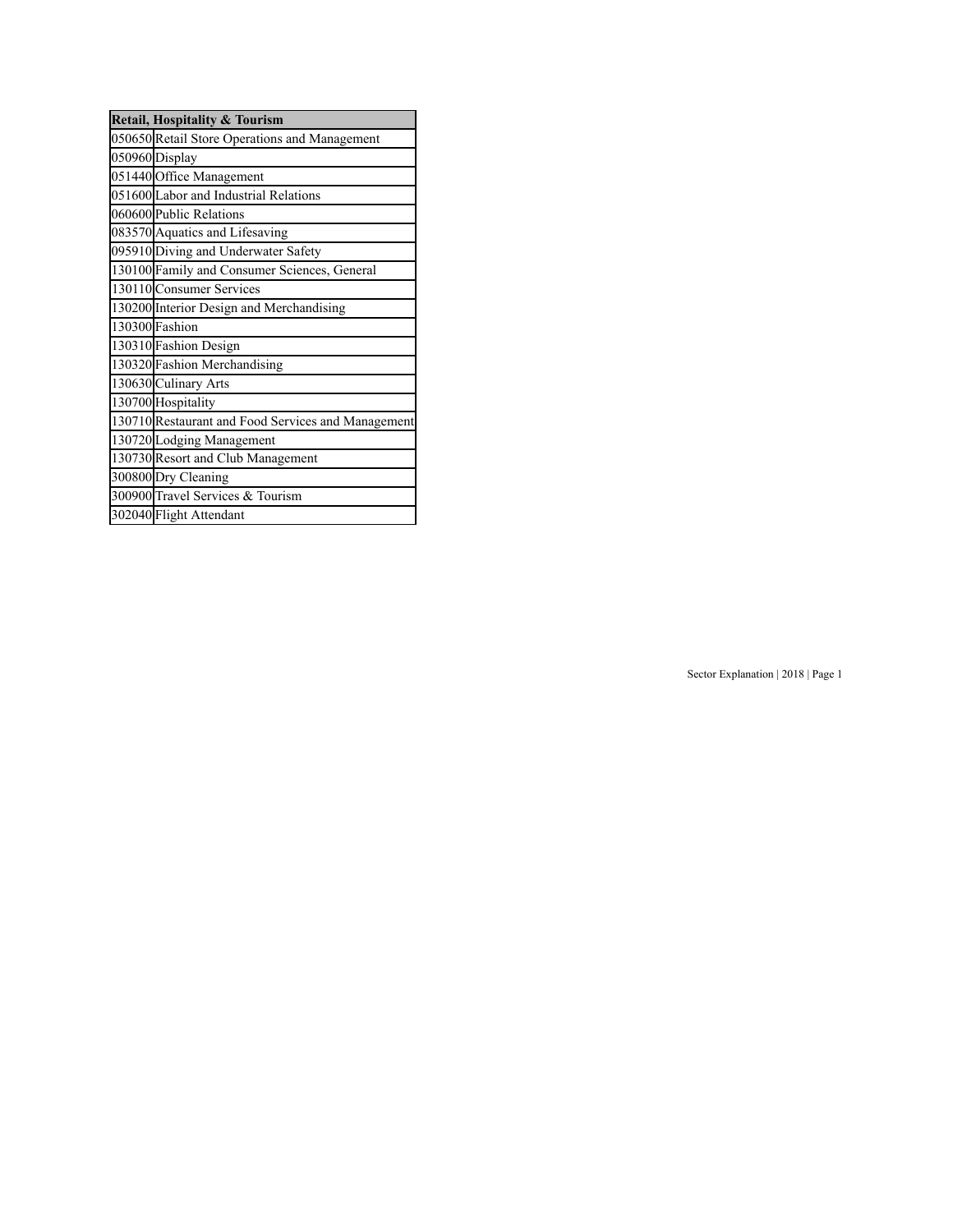| Retail, Hospitality & Tourism | |
| --- | --- |
| 050650 | Retail Store Operations and Management |
| 050960 | Display |
| 051440 | Office Management |
| 051600 | Labor and Industrial Relations |
| 060600 | Public Relations |
| 083570 | Aquatics and Lifesaving |
| 095910 | Diving and Underwater Safety |
| 130100 | Family and Consumer Sciences, General |
| 130110 | Consumer Services |
| 130200 | Interior Design and Merchandising |
| 130300 | Fashion |
| 130310 | Fashion Design |
| 130320 | Fashion Merchandising |
| 130630 | Culinary Arts |
| 130700 | Hospitality |
| 130710 | Restaurant and Food Services and Management |
| 130720 | Lodging Management |
| 130730 | Resort and Club Management |
| 300800 | Dry Cleaning |
| 300900 | Travel Services & Tourism |
| 302040 | Flight Attendant |